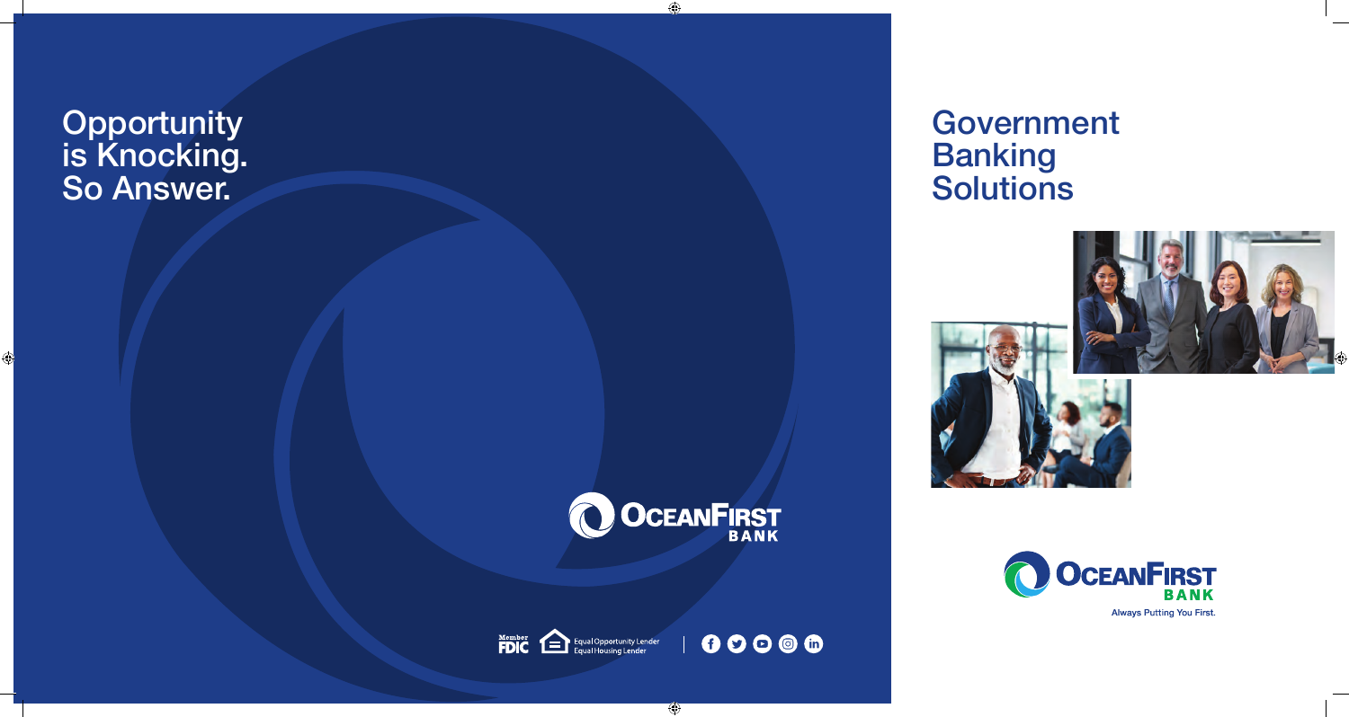# Opportunity is Knocking. So Answer.

OceanFirst Bank

Member FDIC

Equal Opportunity Lender
Equal Housing Lender

# Government Banking Solutions

OceanFirst Bank

Always Putting You First.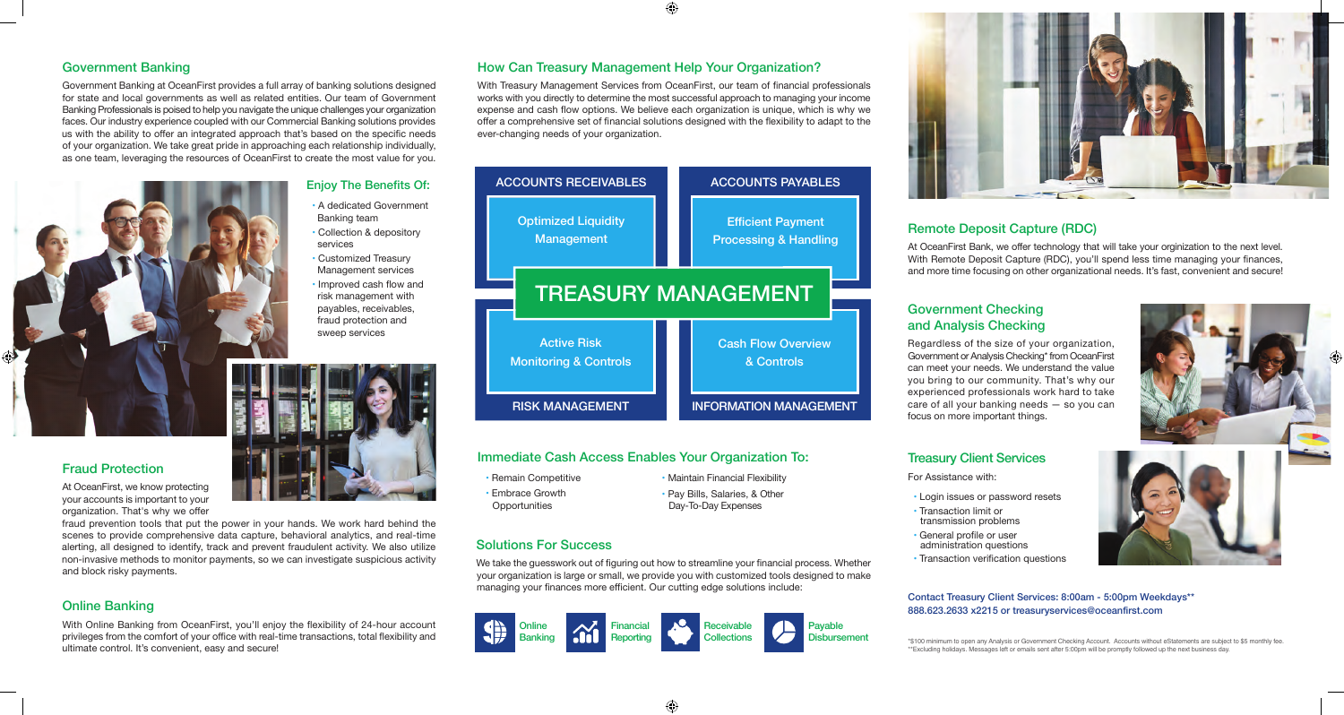## Government Banking

Government Banking at OceanFirst provides a full array of banking solutions designed for state and local governments as well as related entities. Our team of Government Banking Professionals is poised to help you navigate the unique challenges your organization faces. Our industry experience coupled with our Commercial Banking solutions provides us with the ability to offer an integrated approach that's based on the specific needs of your organization. We take great pride in approaching each relationship individually, as one team, leveraging the resources of OceanFirst to create the most value for you.

### Enjoy The Benefits Of:

- A dedicated Government Banking team
- Collection & depository services
- Customized Treasury Management services
- Improved cash flow and risk management with payables, receivables, fraud protection and sweep services

## Fraud Protection

At OceanFirst, we know protecting your accounts is important to your organization. That's why we offer fraud prevention tools that put the power in your hands. We work hard behind the scenes to provide comprehensive data capture, behavioral analytics, and real-time alerting, all designed to identify, track and prevent fraudulent activity. We also utilize non-invasive methods to monitor payments, so we can investigate suspicious activity and block risky payments.

## Online Banking

With Online Banking from OceanFirst, you'll enjoy the flexibility of 24-hour account privileges from the comfort of your office with real-time transactions, total flexibility and ultimate control. It's convenient, easy and secure!

## How Can Treasury Management Help Your Organization?

With Treasury Management Services from OceanFirst, our team of financial professionals works with you directly to determine the most successful approach to managing your income expense and cash flow options. We believe each organization is unique, which is why we offer a comprehensive set of financial solutions designed with the flexibility to adapt to the ever-changing needs of your organization.

ACCOUNTS RECEIVABLES

Optimized Liquidity Management

ACCOUNTS PAYABLES

Efficient Payment Processing & Handling

TREASURY MANAGEMENT

Active Risk Monitoring & Controls

RISK MANAGEMENT

Cash Flow Overview & Controls

INFORMATION MANAGEMENT

## Immediate Cash Access Enables Your Organization To:

- Remain Competitive
- Embrace Growth Opportunities
- Maintain Financial Flexibility
- Pay Bills, Salaries, & Other Day-To-Day Expenses

## Solutions For Success

We take the guesswork out of figuring out how to streamline your financial process. Whether your organization is large or small, we provide you with customized tools designed to make managing your finances more efficient. Our cutting edge solutions include:

- Online Banking
- Financial Reporting
- Receivable Collections
- Payable Disbursement

## Remote Deposit Capture (RDC)

At OceanFirst Bank, we offer technology that will take your orginization to the next level. With Remote Deposit Capture (RDC), you'll spend less time managing your finances, and more time focusing on other organizational needs. It's fast, convenient and secure!

## Government Checking and Analysis Checking

Regardless of the size of your organization, Government or Analysis Checking* from OceanFirst can meet your needs. We understand the value you bring to our community. That's why our experienced professionals work hard to take care of all your banking needs — so you can focus on more important things.

## Treasury Client Services

For Assistance with:

- Login issues or password resets
- Transaction limit or transmission problems
- General profile or user administration questions
- Transaction verification questions

**Contact Treasury Client Services: 8:00am - 5:00pm Weekdays\*\***
**888.623.2633 x2215 or treasuryservices@oceanfirst.com**

*$100 minimum to open any Analysis or Government Checking Account. Accounts without eStatements are subject to $5 monthly fee.
**Excluding holidays. Messages left or emails sent after 5:00pm will be promptly followed up the next business day.